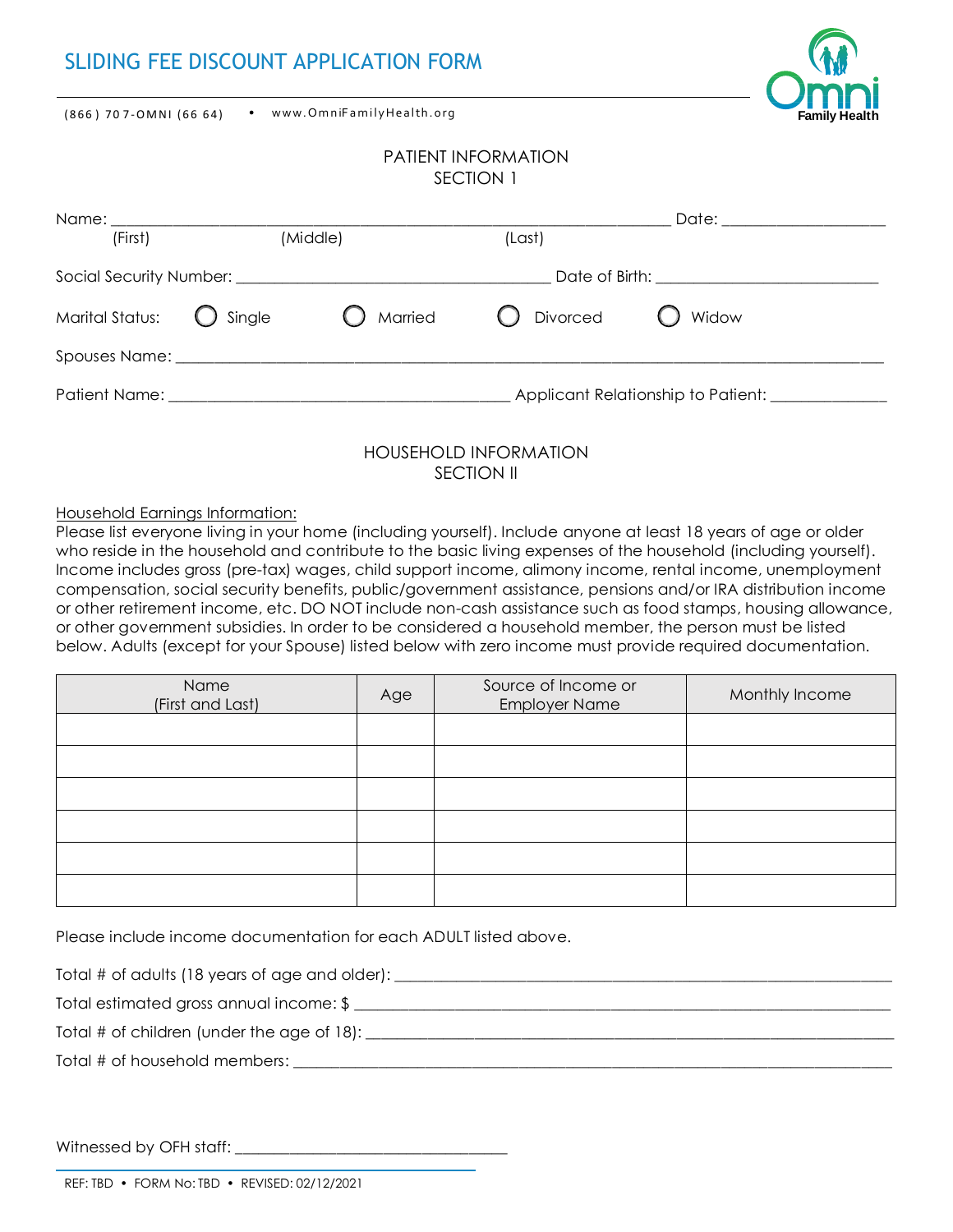# SLIDING FEE DISCOUNT APPLICATION FORM

(866) 707-OMNI (6664) • www.OmniFamilyHealth.org

Omni Family Health

## PATIENT INFORMATION
## SECTION 1

Name: ___________________________________________ Date: ______________
(First) (Middle) (Last)

Social Security Number: ___________________________ Date of Birth: __________________

Marital Status: ◯ Single ◯ Married ◯ Divorced ◯ Widow

Spouses Name: ______________________________________________________________

Patient Name: ____________________________ Applicant Relationship to Patient: __________

## HOUSEHOLD INFORMATION
## SECTION II

Household Earnings Information:

Please list everyone living in your home (including yourself). Include anyone at least 18 years of age or older who reside in the household and contribute to the basic living expenses of the household (including yourself). Income includes gross (pre-tax) wages, child support income, alimony income, rental income, unemployment compensation, social security benefits, public/government assistance, pensions and/or IRA distribution income or other retirement income, etc. DO NOT include non-cash assistance such as food stamps, housing allowance, or other government subsidies. In order to be considered a household member, the person must be listed below. Adults (except for your Spouse) listed below with zero income must provide required documentation.

| Name (First and Last) | Age | Source of Income or Employer Name | Monthly Income |
|---|---|---|---|
| | | | |
| | | | |
| | | | |
| | | | |
| | | | |
| | | | |

Please include income documentation for each ADULT listed above.

Total # of adults (18 years of age and older): ___________________________________

Total estimated gross annual income: $ _________________________________________

Total # of children (under the age of 18): ______________________________________

Total # of household members: _______________________________________________

Witnessed by OFH staff: ______________________

REF: TBD • FORM No: TBD • REVISED: 02/12/2021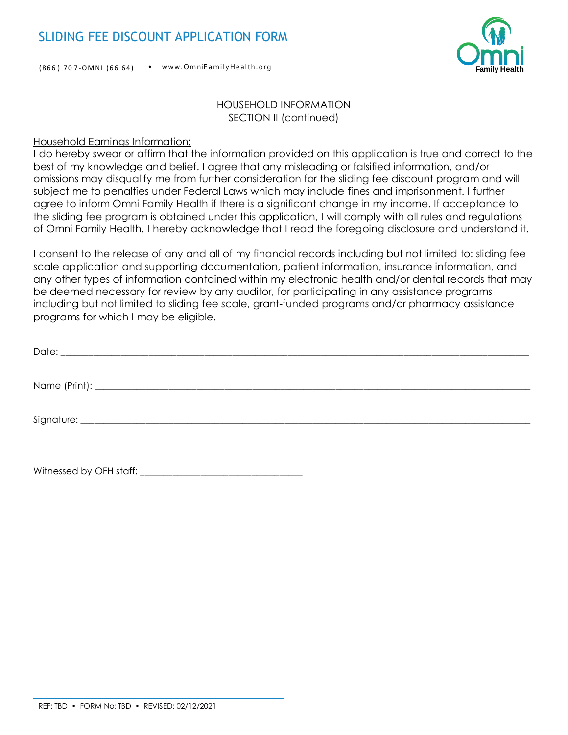# SLIDING FEE DISCOUNT APPLICATION FORM

(866) 707-OMNI (6664) • www.OmniFamilyHealth.org

### HOUSEHOLD INFORMATION
### SECTION II (continued)

<u>Household Earnings Information:</u>

I do hereby swear or affirm that the information provided on this application is true and correct to the best of my knowledge and belief. I agree that any misleading or falsified information, and/or omissions may disqualify me from further consideration for the sliding fee discount program and will subject me to penalties under Federal Laws which may include fines and imprisonment. I further agree to inform Omni Family Health if there is a significant change in my income. If acceptance to the sliding fee program is obtained under this application, I will comply with all rules and regulations of Omni Family Health. I hereby acknowledge that I read the foregoing disclosure and understand it.

I consent to the release of any and all of my financial records including but not limited to: sliding fee scale application and supporting documentation, patient information, insurance information, and any other types of information contained within my electronic health and/or dental records that may be deemed necessary for review by any auditor, for participating in any assistance programs including but not limited to sliding fee scale, grant-funded programs and/or pharmacy assistance programs for which I may be eligible.

Date: ______________________________________________

Name (Print): ______________________________________________

Signature: ______________________________________________

Witnessed by OFH staff: ______________________________

REF: TBD • FORM No: TBD • REVISED: 02/12/2021